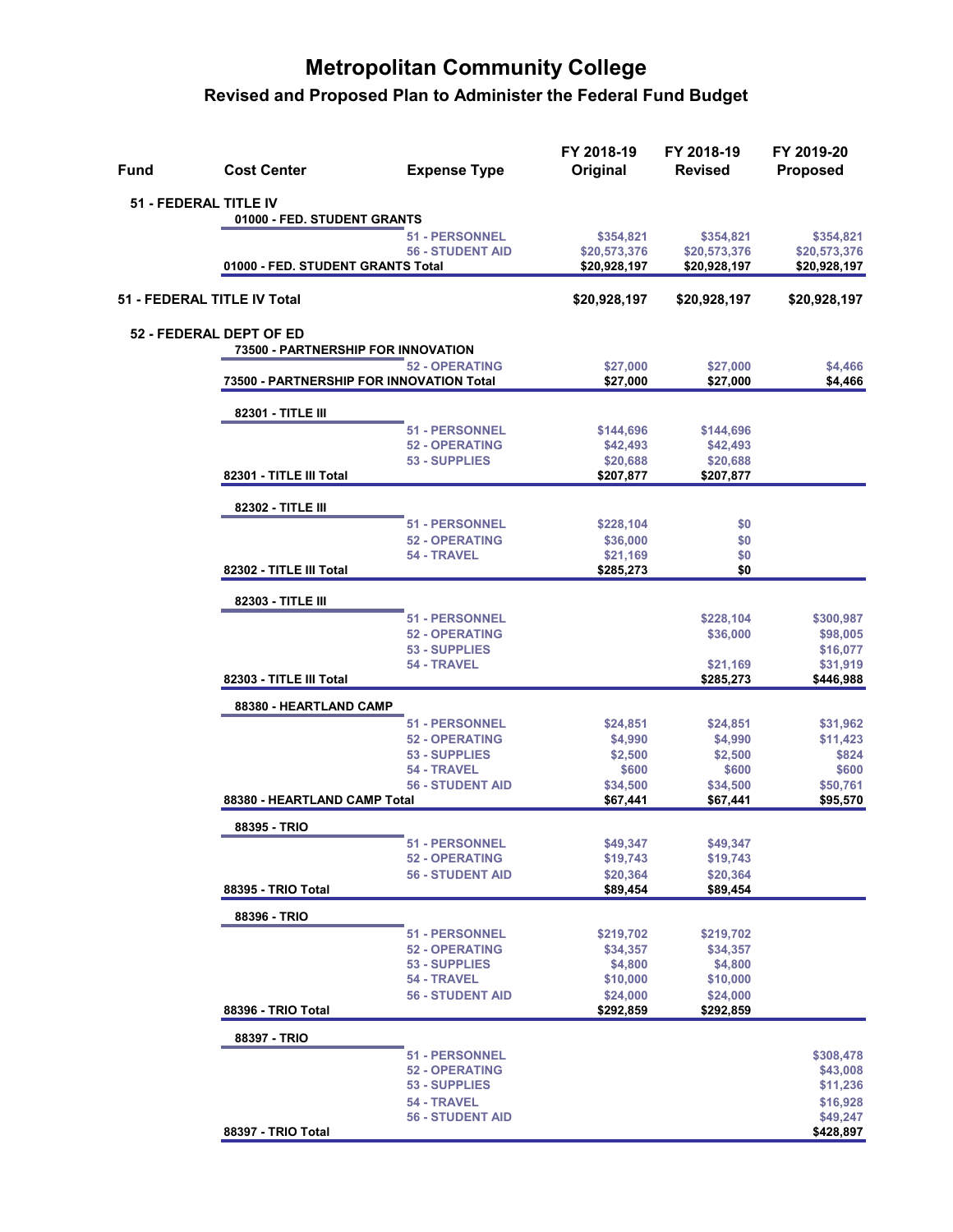# Metropolitan Community College

## Revised and Proposed Plan to Administer the Federal Fund Budget

| Fund | Cost Center | Expense Type | FY 2018-19 Original | FY 2018-19 Revised | FY 2019-20 Proposed |
|---|---|---|---|---|---|
| **51 - FEDERAL TITLE IV** | | | | | |
| | **01000 - FED. STUDENT GRANTS** | | | | |
| | | 51 - PERSONNEL | $354,821 | $354,821 | $354,821 |
| | | 56 - STUDENT AID | $20,573,376 | $20,573,376 | $20,573,376 |
| | **01000 - FED. STUDENT GRANTS Total** | | **$20,928,197** | **$20,928,197** | **$20,928,197** |
| **51 - FEDERAL TITLE IV Total** | | | **$20,928,197** | **$20,928,197** | **$20,928,197** |
| **52 - FEDERAL DEPT OF ED** | | | | | |
| | **73500 - PARTNERSHIP FOR INNOVATION** | | | | |
| | | 52 - OPERATING | $27,000 | $27,000 | $4,466 |
| | **73500 - PARTNERSHIP FOR INNOVATION Total** | | **$27,000** | **$27,000** | **$4,466** |
| | **82301 - TITLE III** | | | | |
| | | 51 - PERSONNEL | $144,696 | $144,696 | |
| | | 52 - OPERATING | $42,493 | $42,493 | |
| | | 53 - SUPPLIES | $20,688 | $20,688 | |
| | **82301 - TITLE III Total** | | **$207,877** | **$207,877** | |
| | **82302 - TITLE III** | | | | |
| | | 51 - PERSONNEL | $228,104 | $0 | |
| | | 52 - OPERATING | $36,000 | $0 | |
| | | 54 - TRAVEL | $21,169 | $0 | |
| | **82302 - TITLE III Total** | | **$285,273** | **$0** | |
| | **82303 - TITLE III** | | | | |
| | | 51 - PERSONNEL | | $228,104 | $300,987 |
| | | 52 - OPERATING | | $36,000 | $98,005 |
| | | 53 - SUPPLIES | | | $16,077 |
| | | 54 - TRAVEL | | $21,169 | $31,919 |
| | **82303 - TITLE III Total** | | | **$285,273** | **$446,988** |
| | **88380 - HEARTLAND CAMP** | | | | |
| | | 51 - PERSONNEL | $24,851 | $24,851 | $31,962 |
| | | 52 - OPERATING | $4,990 | $4,990 | $11,423 |
| | | 53 - SUPPLIES | $2,500 | $2,500 | $824 |
| | | 54 - TRAVEL | $600 | $600 | $600 |
| | | 56 - STUDENT AID | $34,500 | $34,500 | $50,761 |
| | **88380 - HEARTLAND CAMP Total** | | **$67,441** | **$67,441** | **$95,570** |
| | **88395 - TRIO** | | | | |
| | | 51 - PERSONNEL | $49,347 | $49,347 | |
| | | 52 - OPERATING | $19,743 | $19,743 | |
| | | 56 - STUDENT AID | $20,364 | $20,364 | |
| | **88395 - TRIO Total** | | **$89,454** | **$89,454** | |
| | **88396 - TRIO** | | | | |
| | | 51 - PERSONNEL | $219,702 | $219,702 | |
| | | 52 - OPERATING | $34,357 | $34,357 | |
| | | 53 - SUPPLIES | $4,800 | $4,800 | |
| | | 54 - TRAVEL | $10,000 | $10,000 | |
| | | 56 - STUDENT AID | $24,000 | $24,000 | |
| | **88396 - TRIO Total** | | **$292,859** | **$292,859** | |
| | **88397 - TRIO** | | | | |
| | | 51 - PERSONNEL | | | $308,478 |
| | | 52 - OPERATING | | | $43,008 |
| | | 53 - SUPPLIES | | | $11,236 |
| | | 54 - TRAVEL | | | $16,928 |
| | | 56 - STUDENT AID | | | $49,247 |
| | **88397 - TRIO Total** | | | | **$428,897** |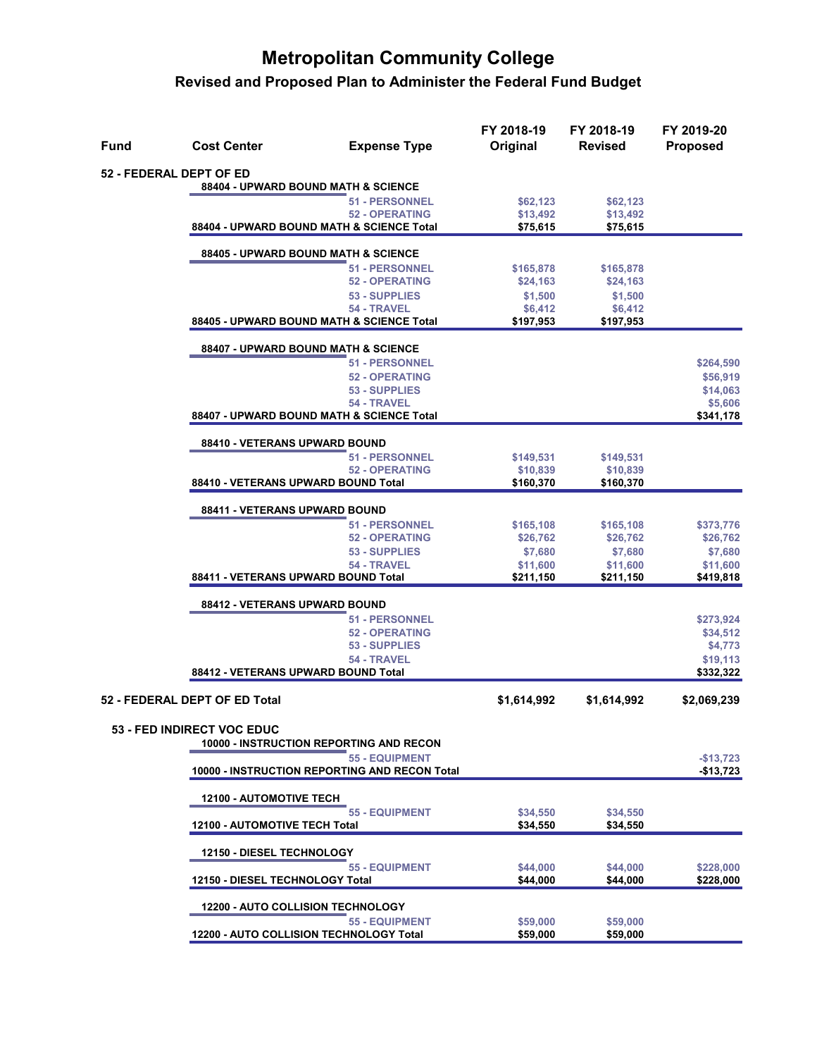# Metropolitan Community College

## Revised and Proposed Plan to Administer the Federal Fund Budget

| Fund | Cost Center | Expense Type | FY 2018-19 Original | FY 2018-19 Revised | FY 2019-20 Proposed |
|---|---|---|---|---|---|
| **52 - FEDERAL DEPT OF ED** | | | | | |
| | **88404 - UPWARD BOUND MATH & SCIENCE** | | | | |
| | | 51 - PERSONNEL | $62,123 | $62,123 | |
| | | 52 - OPERATING | $13,492 | $13,492 | |
| | **88404 - UPWARD BOUND MATH & SCIENCE Total** | | **$75,615** | **$75,615** | |
| | **88405 - UPWARD BOUND MATH & SCIENCE** | | | | |
| | | 51 - PERSONNEL | $165,878 | $165,878 | |
| | | 52 - OPERATING | $24,163 | $24,163 | |
| | | 53 - SUPPLIES | $1,500 | $1,500 | |
| | | 54 - TRAVEL | $6,412 | $6,412 | |
| | **88405 - UPWARD BOUND MATH & SCIENCE Total** | | **$197,953** | **$197,953** | |
| | **88407 - UPWARD BOUND MATH & SCIENCE** | | | | |
| | | 51 - PERSONNEL | | | $264,590 |
| | | 52 - OPERATING | | | $56,919 |
| | | 53 - SUPPLIES | | | $14,063 |
| | | 54 - TRAVEL | | | $5,606 |
| | **88407 - UPWARD BOUND MATH & SCIENCE Total** | | | | **$341,178** |
| | **88410 - VETERANS UPWARD BOUND** | | | | |
| | | 51 - PERSONNEL | $149,531 | $149,531 | |
| | | 52 - OPERATING | $10,839 | $10,839 | |
| | **88410 - VETERANS UPWARD BOUND Total** | | **$160,370** | **$160,370** | |
| | **88411 - VETERANS UPWARD BOUND** | | | | |
| | | 51 - PERSONNEL | $165,108 | $165,108 | $373,776 |
| | | 52 - OPERATING | $26,762 | $26,762 | $26,762 |
| | | 53 - SUPPLIES | $7,680 | $7,680 | $7,680 |
| | | 54 - TRAVEL | $11,600 | $11,600 | $11,600 |
| | **88411 - VETERANS UPWARD BOUND Total** | | **$211,150** | **$211,150** | **$419,818** |
| | **88412 - VETERANS UPWARD BOUND** | | | | |
| | | 51 - PERSONNEL | | | $273,924 |
| | | 52 - OPERATING | | | $34,512 |
| | | 53 - SUPPLIES | | | $4,773 |
| | | 54 - TRAVEL | | | $19,113 |
| | **88412 - VETERANS UPWARD BOUND Total** | | | | **$332,322** |
| **52 - FEDERAL DEPT OF ED Total** | | | **$1,614,992** | **$1,614,992** | **$2,069,239** |
| **53 - FED INDIRECT VOC EDUC** | | | | | |
| | **10000 - INSTRUCTION REPORTING AND RECON** | | | | |
| | | 55 - EQUIPMENT | | | -$13,723 |
| | **10000 - INSTRUCTION REPORTING AND RECON Total** | | | | **-$13,723** |
| | **12100 - AUTOMOTIVE TECH** | | | | |
| | | 55 - EQUIPMENT | $34,550 | $34,550 | |
| | **12100 - AUTOMOTIVE TECH Total** | | **$34,550** | **$34,550** | |
| | **12150 - DIESEL TECHNOLOGY** | | | | |
| | | 55 - EQUIPMENT | $44,000 | $44,000 | $228,000 |
| | **12150 - DIESEL TECHNOLOGY Total** | | **$44,000** | **$44,000** | **$228,000** |
| | **12200 - AUTO COLLISION TECHNOLOGY** | | | | |
| | | 55 - EQUIPMENT | $59,000 | $59,000 | |
| | **12200 - AUTO COLLISION TECHNOLOGY Total** | | **$59,000** | **$59,000** | |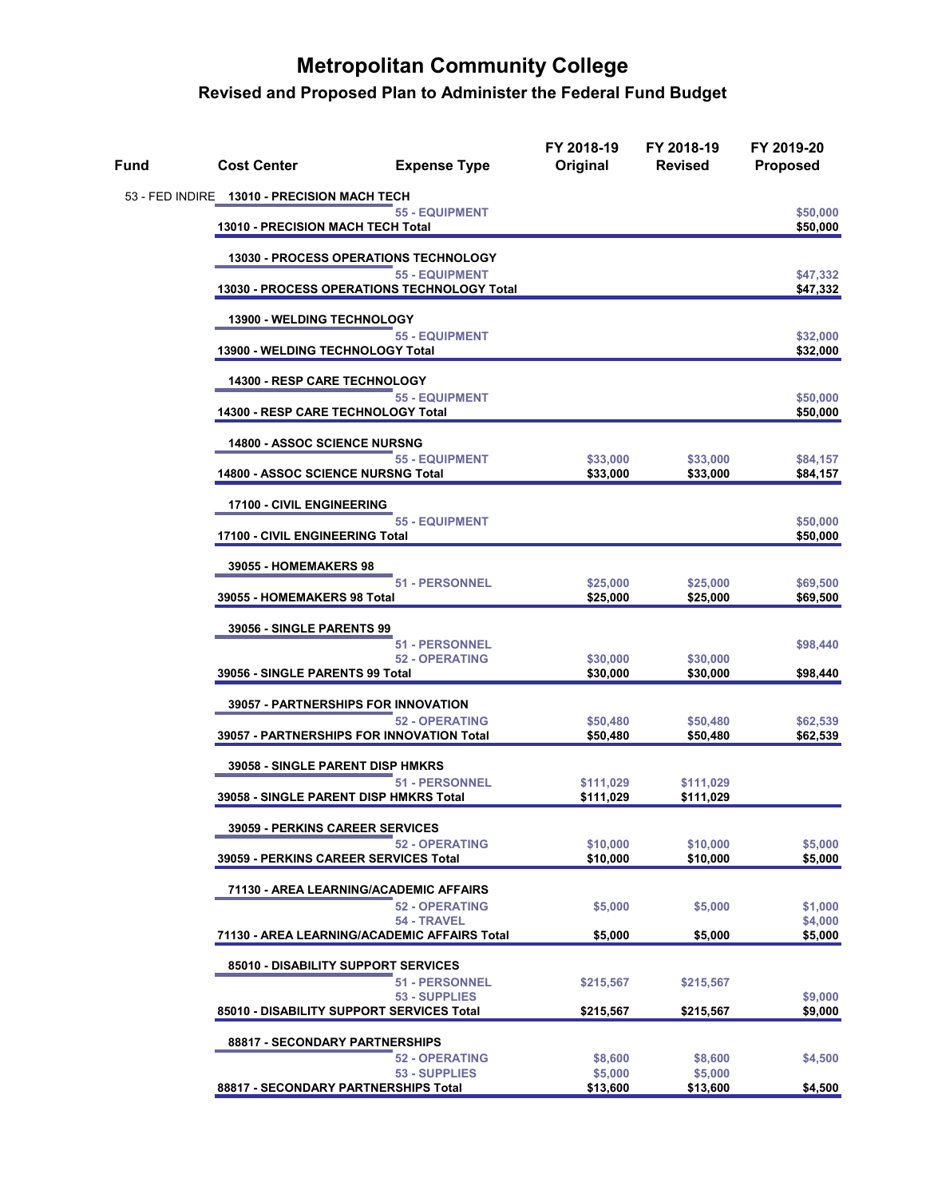# Metropolitan Community College

## Revised and Proposed Plan to Administer the Federal Fund Budget

| Fund | Cost Center | Expense Type | FY 2018-19 Original | FY 2018-19 Revised | FY 2019-20 Proposed |
|---|---|---|---|---|---|
| 53 - FED INDIRE | 13010 - PRECISION MACH TECH | | | | |
| | | 55 - EQUIPMENT | | | $50,000 |
| | 13010 - PRECISION MACH TECH Total | | | | $50,000 |
| | 13030 - PROCESS OPERATIONS TECHNOLOGY | | | | |
| | | 55 - EQUIPMENT | | | $47,332 |
| | 13030 - PROCESS OPERATIONS TECHNOLOGY Total | | | | $47,332 |
| | 13900 - WELDING TECHNOLOGY | | | | |
| | | 55 - EQUIPMENT | | | $32,000 |
| | 13900 - WELDING TECHNOLOGY Total | | | | $32,000 |
| | 14300 - RESP CARE TECHNOLOGY | | | | |
| | | 55 - EQUIPMENT | | | $50,000 |
| | 14300 - RESP CARE TECHNOLOGY Total | | | | $50,000 |
| | 14800 - ASSOC SCIENCE NURSNG | | | | |
| | | 55 - EQUIPMENT | $33,000 | $33,000 | $84,157 |
| | 14800 - ASSOC SCIENCE NURSNG Total | | $33,000 | $33,000 | $84,157 |
| | 17100 - CIVIL ENGINEERING | | | | |
| | | 55 - EQUIPMENT | | | $50,000 |
| | 17100 - CIVIL ENGINEERING Total | | | | $50,000 |
| | 39055 - HOMEMAKERS 98 | | | | |
| | | 51 - PERSONNEL | $25,000 | $25,000 | $69,500 |
| | 39055 - HOMEMAKERS 98 Total | | $25,000 | $25,000 | $69,500 |
| | 39056 - SINGLE PARENTS 99 | | | | |
| | | 51 - PERSONNEL | | | $98,440 |
| | | 52 - OPERATING | $30,000 | $30,000 | |
| | 39056 - SINGLE PARENTS 99 Total | | $30,000 | $30,000 | $98,440 |
| | 39057 - PARTNERSHIPS FOR INNOVATION | | | | |
| | | 52 - OPERATING | $50,480 | $50,480 | $62,539 |
| | 39057 - PARTNERSHIPS FOR INNOVATION Total | | $50,480 | $50,480 | $62,539 |
| | 39058 - SINGLE PARENT DISP HMKRS | | | | |
| | | 51 - PERSONNEL | $111,029 | $111,029 | |
| | 39058 - SINGLE PARENT DISP HMKRS Total | | $111,029 | $111,029 | |
| | 39059 - PERKINS CAREER SERVICES | | | | |
| | | 52 - OPERATING | $10,000 | $10,000 | $5,000 |
| | 39059 - PERKINS CAREER SERVICES Total | | $10,000 | $10,000 | $5,000 |
| | 71130 - AREA LEARNING/ACADEMIC AFFAIRS | | | | |
| | | 52 - OPERATING | $5,000 | $5,000 | $1,000 |
| | | 54 - TRAVEL | | | $4,000 |
| | 71130 - AREA LEARNING/ACADEMIC AFFAIRS Total | | $5,000 | $5,000 | $5,000 |
| | 85010 - DISABILITY SUPPORT SERVICES | | | | |
| | | 51 - PERSONNEL | $215,567 | $215,567 | |
| | | 53 - SUPPLIES | | | $9,000 |
| | 85010 - DISABILITY SUPPORT SERVICES Total | | $215,567 | $215,567 | $9,000 |
| | 88817 - SECONDARY PARTNERSHIPS | | | | |
| | | 52 - OPERATING | $8,600 | $8,600 | $4,500 |
| | | 53 - SUPPLIES | $5,000 | $5,000 | |
| | 88817 - SECONDARY PARTNERSHIPS Total | | $13,600 | $13,600 | $4,500 |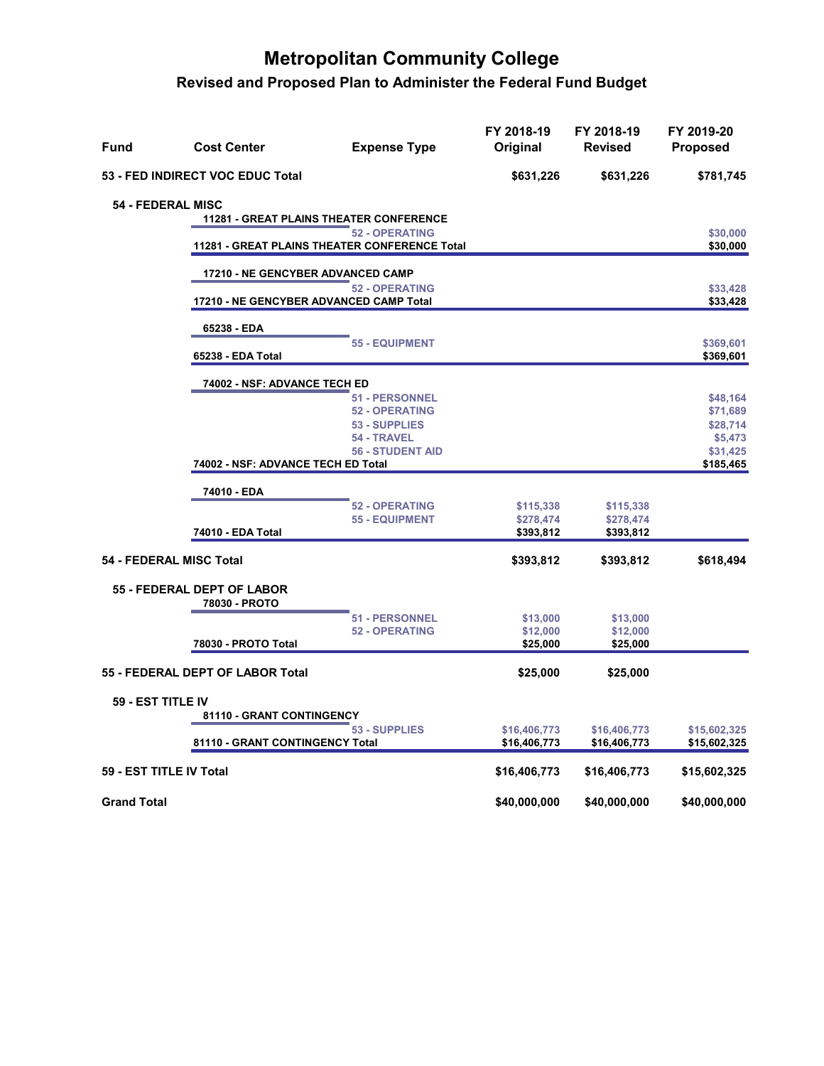# Metropolitan Community College

## Revised and Proposed Plan to Administer the Federal Fund Budget

| Fund | Cost Center | Expense Type | FY 2018-19 Original | FY 2018-19 Revised | FY 2019-20 Proposed |
|---|---|---|---|---|---|
| **53 - FED INDIRECT VOC EDUC Total** | | | **$631,226** | **$631,226** | **$781,745** |
| **54 - FEDERAL MISC** | | | | | |
| | **11281 - GREAT PLAINS THEATER CONFERENCE** | | | | |
| | | 52 - OPERATING | | | $30,000 |
| | **11281 - GREAT PLAINS THEATER CONFERENCE Total** | | | | **$30,000** |
| | **17210 - NE GENCYBER ADVANCED CAMP** | | | | |
| | | 52 - OPERATING | | | $33,428 |
| | **17210 - NE GENCYBER ADVANCED CAMP Total** | | | | **$33,428** |
| | **65238 - EDA** | | | | |
| | | 55 - EQUIPMENT | | | $369,601 |
| | **65238 - EDA Total** | | | | **$369,601** |
| | **74002 - NSF: ADVANCE TECH ED** | | | | |
| | | 51 - PERSONNEL | | | $48,164 |
| | | 52 - OPERATING | | | $71,689 |
| | | 53 - SUPPLIES | | | $28,714 |
| | | 54 - TRAVEL | | | $5,473 |
| | | 56 - STUDENT AID | | | $31,425 |
| | **74002 - NSF: ADVANCE TECH ED Total** | | | | **$185,465** |
| | **74010 - EDA** | | | | |
| | | 52 - OPERATING | $115,338 | $115,338 | |
| | | 55 - EQUIPMENT | $278,474 | $278,474 | |
| | **74010 - EDA Total** | | **$393,812** | **$393,812** | |
| **54 - FEDERAL MISC Total** | | | **$393,812** | **$393,812** | **$618,494** |
| **55 - FEDERAL DEPT OF LABOR** | | | | | |
| | **78030 - PROTO** | | | | |
| | | 51 - PERSONNEL | $13,000 | $13,000 | |
| | | 52 - OPERATING | $12,000 | $12,000 | |
| | **78030 - PROTO Total** | | **$25,000** | **$25,000** | |
| **55 - FEDERAL DEPT OF LABOR Total** | | | **$25,000** | **$25,000** | |
| **59 - EST TITLE IV** | | | | | |
| | **81110 - GRANT CONTINGENCY** | | | | |
| | | 53 - SUPPLIES | $16,406,773 | $16,406,773 | $15,602,325 |
| | **81110 - GRANT CONTINGENCY Total** | | **$16,406,773** | **$16,406,773** | **$15,602,325** |
| **59 - EST TITLE IV Total** | | | **$16,406,773** | **$16,406,773** | **$15,602,325** |
| **Grand Total** | | | **$40,000,000** | **$40,000,000** | **$40,000,000** |